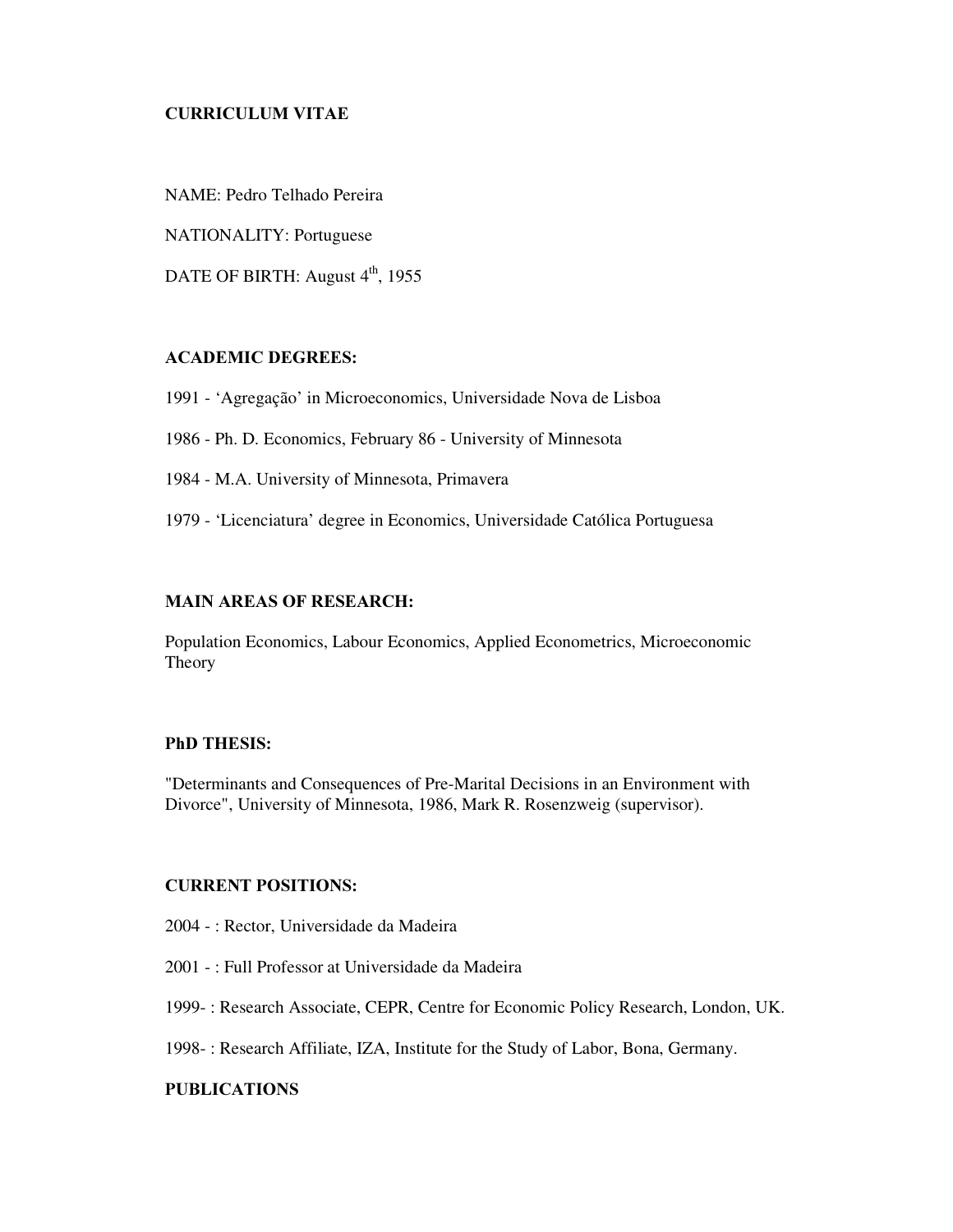# CURRICULUM VITAE

NAME: Pedro Telhado Pereira

NATIONALITY: Portuguese

DATE OF BIRTH: August 4th, 1955

## ACADEMIC DEGREES:

1991 - 'Agregação' in Microeconomics, Universidade Nova de Lisboa

1986 - Ph. D. Economics, February 86 - University of Minnesota

1984 - M.A. University of Minnesota, Primavera

1979 - 'Licenciatura' degree in Economics, Universidade Católica Portuguesa

## MAIN AREAS OF RESEARCH:

Population Economics, Labour Economics, Applied Econometrics, Microeconomic Theory

## PhD THESIS:

"Determinants and Consequences of Pre-Marital Decisions in an Environment with Divorce", University of Minnesota, 1986, Mark R. Rosenzweig (supervisor).

## CURRENT POSITIONS:

2004 - : Rector, Universidade da Madeira

2001 - : Full Professor at Universidade da Madeira

1999- : Research Associate, CEPR, Centre for Economic Policy Research, London, UK.

1998- : Research Affiliate, IZA, Institute for the Study of Labor, Bona, Germany.

## PUBLICATIONS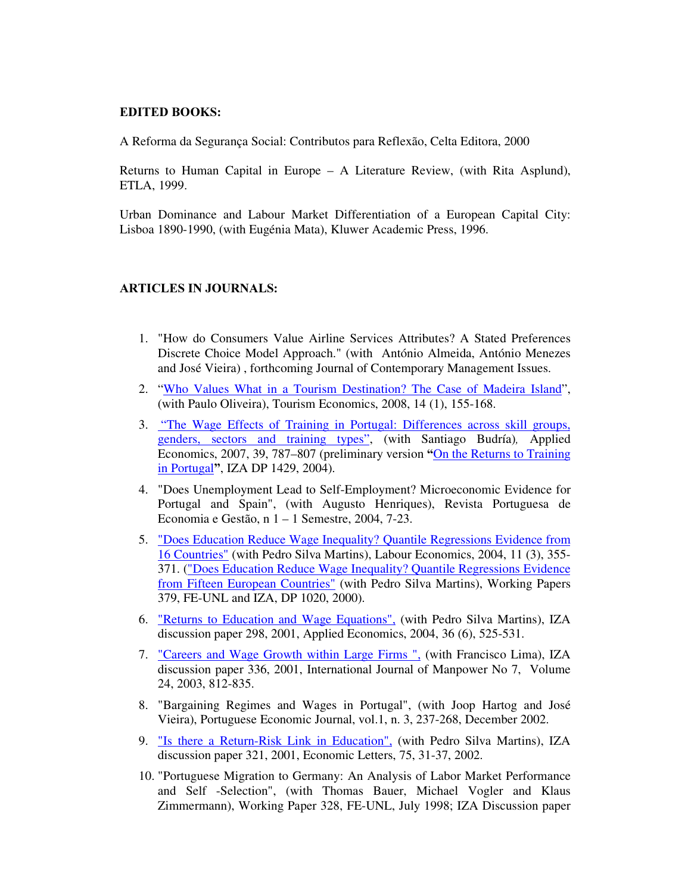**EDITED BOOKS:**

A Reforma da Segurança Social: Contributos para Reflexão, Celta Editora, 2000

Returns to Human Capital in Europe – A Literature Review, (with Rita Asplund), ETLA, 1999.

Urban Dominance and Labour Market Differentiation of a European Capital City: Lisboa 1890-1990, (with Eugénia Mata), Kluwer Academic Press, 1996.

**ARTICLES IN JOURNALS:**

1. "How do Consumers Value Airline Services Attributes? A Stated Preferences Discrete Choice Model Approach." (with António Almeida, António Menezes and José Vieira) , forthcoming Journal of Contemporary Management Issues.
2. "Who Values What in a Tourism Destination? The Case of Madeira Island", (with Paulo Oliveira), Tourism Economics, 2008, 14 (1), 155-168.
3. "The Wage Effects of Training in Portugal: Differences across skill groups, genders, sectors and training types", (with Santiago Budría), Applied Economics, 2007, 39, 787–807 (preliminary version **"**On the Returns to Training in Portugal**"**, IZA DP 1429, 2004).
4. "Does Unemployment Lead to Self-Employment? Microeconomic Evidence for Portugal and Spain", (with Augusto Henriques), Revista Portuguesa de Economia e Gestão, n 1 – 1 Semestre, 2004, 7-23.
5. "Does Education Reduce Wage Inequality? Quantile Regressions Evidence from 16 Countries" (with Pedro Silva Martins), Labour Economics, 2004, 11 (3), 355-371. ("Does Education Reduce Wage Inequality? Quantile Regressions Evidence from Fifteen European Countries" (with Pedro Silva Martins), Working Papers 379, FE-UNL and IZA, DP 1020, 2000).
6. "Returns to Education and Wage Equations", (with Pedro Silva Martins), IZA discussion paper 298, 2001, Applied Economics, 2004, 36 (6), 525-531.
7. "Careers and Wage Growth within Large Firms ", (with Francisco Lima), IZA discussion paper 336, 2001, International Journal of Manpower No 7, Volume 24, 2003, 812-835.
8. "Bargaining Regimes and Wages in Portugal", (with Joop Hartog and José Vieira), Portuguese Economic Journal, vol.1, n. 3, 237-268, December 2002.
9. "Is there a Return-Risk Link in Education", (with Pedro Silva Martins), IZA discussion paper 321, 2001, Economic Letters, 75, 31-37, 2002.
10. "Portuguese Migration to Germany: An Analysis of Labor Market Performance and Self -Selection", (with Thomas Bauer, Michael Vogler and Klaus Zimmermann), Working Paper 328, FE-UNL, July 1998; IZA Discussion paper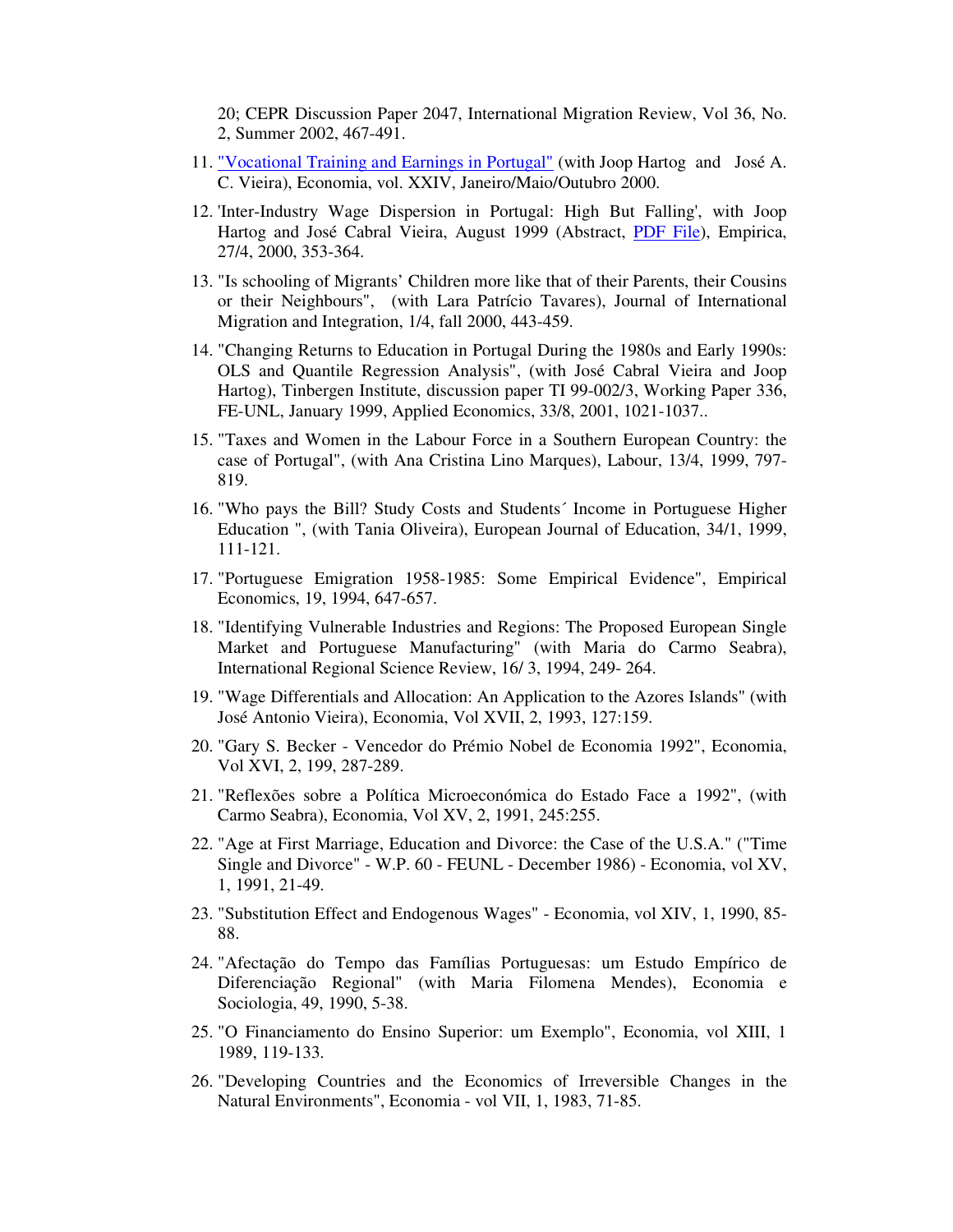20; CEPR Discussion Paper 2047, International Migration Review, Vol 36, No. 2, Summer 2002, 467-491.

11. "Vocational Training and Earnings in Portugal" (with Joop Hartog and José A. C. Vieira), Economia, vol. XXIV, Janeiro/Maio/Outubro 2000.
12. 'Inter-Industry Wage Dispersion in Portugal: High But Falling', with Joop Hartog and José Cabral Vieira, August 1999 (Abstract, PDF File), Empirica, 27/4, 2000, 353-364.
13. "Is schooling of Migrants' Children more like that of their Parents, their Cousins or their Neighbours", (with Lara Patrício Tavares), Journal of International Migration and Integration, 1/4, fall 2000, 443-459.
14. "Changing Returns to Education in Portugal During the 1980s and Early 1990s: OLS and Quantile Regression Analysis", (with José Cabral Vieira and Joop Hartog), Tinbergen Institute, discussion paper TI 99-002/3, Working Paper 336, FE-UNL, January 1999, Applied Economics, 33/8, 2001, 1021-1037..
15. "Taxes and Women in the Labour Force in a Southern European Country: the case of Portugal", (with Ana Cristina Lino Marques), Labour, 13/4, 1999, 797-819.
16. "Who pays the Bill? Study Costs and Students´ Income in Portuguese Higher Education ", (with Tania Oliveira), European Journal of Education, 34/1, 1999, 111-121.
17. "Portuguese Emigration 1958-1985: Some Empirical Evidence", Empirical Economics, 19, 1994, 647-657.
18. "Identifying Vulnerable Industries and Regions: The Proposed European Single Market and Portuguese Manufacturing" (with Maria do Carmo Seabra), International Regional Science Review, 16/ 3, 1994, 249- 264.
19. "Wage Differentials and Allocation: An Application to the Azores Islands" (with José Antonio Vieira), Economia, Vol XVII, 2, 1993, 127:159.
20. "Gary S. Becker - Vencedor do Prémio Nobel de Economia 1992", Economia, Vol XVI, 2, 199, 287-289.
21. "Reflexões sobre a Política Microeconómica do Estado Face a 1992", (with Carmo Seabra), Economia, Vol XV, 2, 1991, 245:255.
22. "Age at First Marriage, Education and Divorce: the Case of the U.S.A." ("Time Single and Divorce" - W.P. 60 - FEUNL - December 1986) - Economia, vol XV, 1, 1991, 21-49.
23. "Substitution Effect and Endogenous Wages" - Economia, vol XIV, 1, 1990, 85-88.
24. "Afectação do Tempo das Famílias Portuguesas: um Estudo Empírico de Diferenciação Regional" (with Maria Filomena Mendes), Economia e Sociologia, 49, 1990, 5-38.
25. "O Financiamento do Ensino Superior: um Exemplo", Economia, vol XIII, 1 1989, 119-133.
26. "Developing Countries and the Economics of Irreversible Changes in the Natural Environments", Economia - vol VII, 1, 1983, 71-85.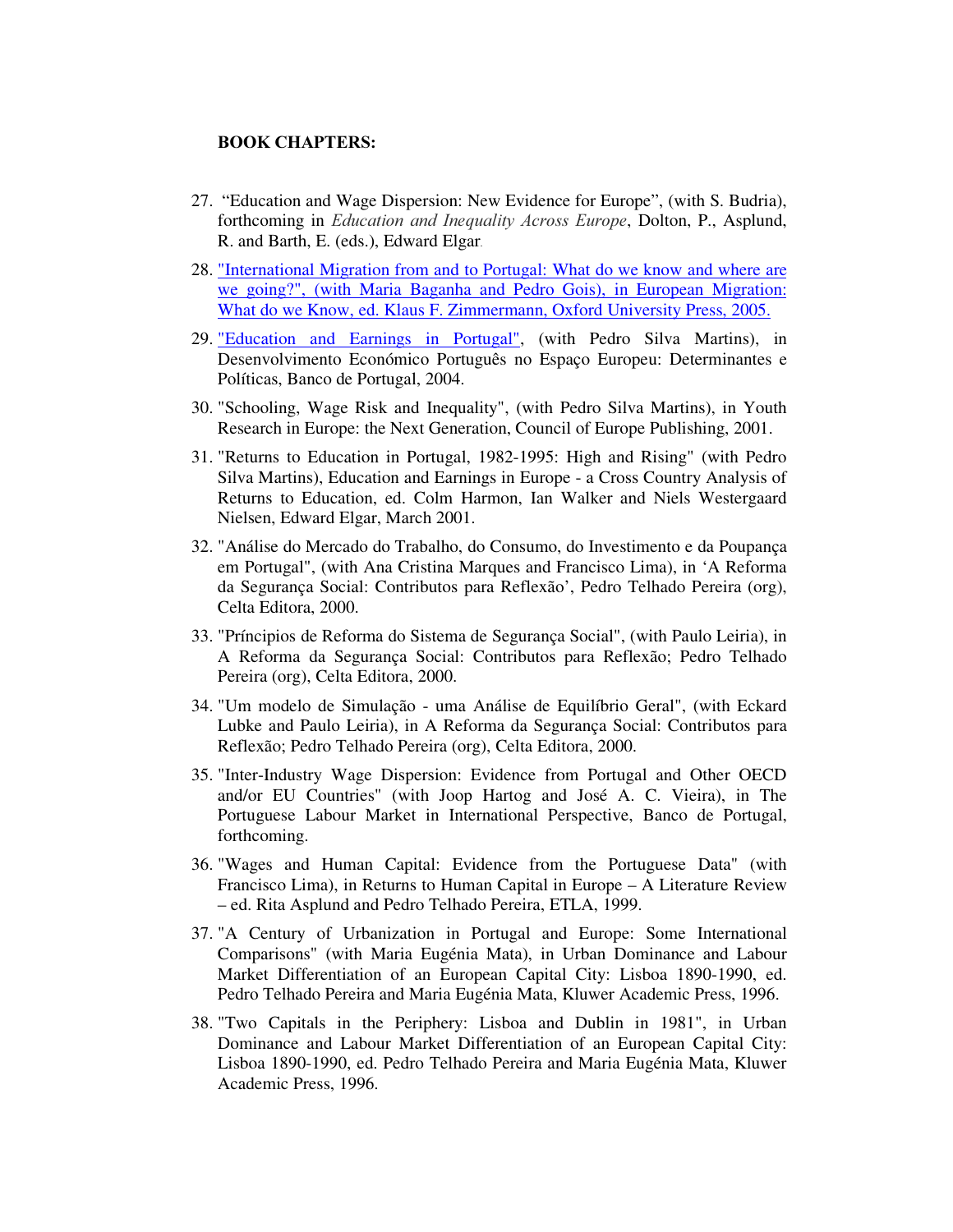**BOOK CHAPTERS:**

27. "Education and Wage Dispersion: New Evidence for Europe", (with S. Budria), forthcoming in *Education and Inequality Across Europe*, Dolton, P., Asplund, R. and Barth, E. (eds.), Edward Elgar.

28. "International Migration from and to Portugal: What do we know and where are we going?", (with Maria Baganha and Pedro Gois), in European Migration: What do we Know, ed. Klaus F. Zimmermann, Oxford University Press, 2005.

29. "Education and Earnings in Portugal", (with Pedro Silva Martins), in Desenvolvimento Económico Português no Espaço Europeu: Determinantes e Políticas, Banco de Portugal, 2004.

30. "Schooling, Wage Risk and Inequality", (with Pedro Silva Martins), in Youth Research in Europe: the Next Generation, Council of Europe Publishing, 2001.

31. "Returns to Education in Portugal, 1982-1995: High and Rising" (with Pedro Silva Martins), Education and Earnings in Europe - a Cross Country Analysis of Returns to Education, ed. Colm Harmon, Ian Walker and Niels Westergaard Nielsen, Edward Elgar, March 2001.

32. "Análise do Mercado do Trabalho, do Consumo, do Investimento e da Poupança em Portugal", (with Ana Cristina Marques and Francisco Lima), in 'A Reforma da Segurança Social: Contributos para Reflexão', Pedro Telhado Pereira (org), Celta Editora, 2000.

33. "Príncipios de Reforma do Sistema de Segurança Social", (with Paulo Leiria), in A Reforma da Segurança Social: Contributos para Reflexão; Pedro Telhado Pereira (org), Celta Editora, 2000.

34. "Um modelo de Simulação - uma Análise de Equilíbrio Geral", (with Eckard Lubke and Paulo Leiria), in A Reforma da Segurança Social: Contributos para Reflexão; Pedro Telhado Pereira (org), Celta Editora, 2000.

35. "Inter-Industry Wage Dispersion: Evidence from Portugal and Other OECD and/or EU Countries" (with Joop Hartog and José A. C. Vieira), in The Portuguese Labour Market in International Perspective, Banco de Portugal, forthcoming.

36. "Wages and Human Capital: Evidence from the Portuguese Data" (with Francisco Lima), in Returns to Human Capital in Europe – A Literature Review – ed. Rita Asplund and Pedro Telhado Pereira, ETLA, 1999.

37. "A Century of Urbanization in Portugal and Europe: Some International Comparisons" (with Maria Eugénia Mata), in Urban Dominance and Labour Market Differentiation of an European Capital City: Lisboa 1890-1990, ed. Pedro Telhado Pereira and Maria Eugénia Mata, Kluwer Academic Press, 1996.

38. "Two Capitals in the Periphery: Lisboa and Dublin in 1981", in Urban Dominance and Labour Market Differentiation of an European Capital City: Lisboa 1890-1990, ed. Pedro Telhado Pereira and Maria Eugénia Mata, Kluwer Academic Press, 1996.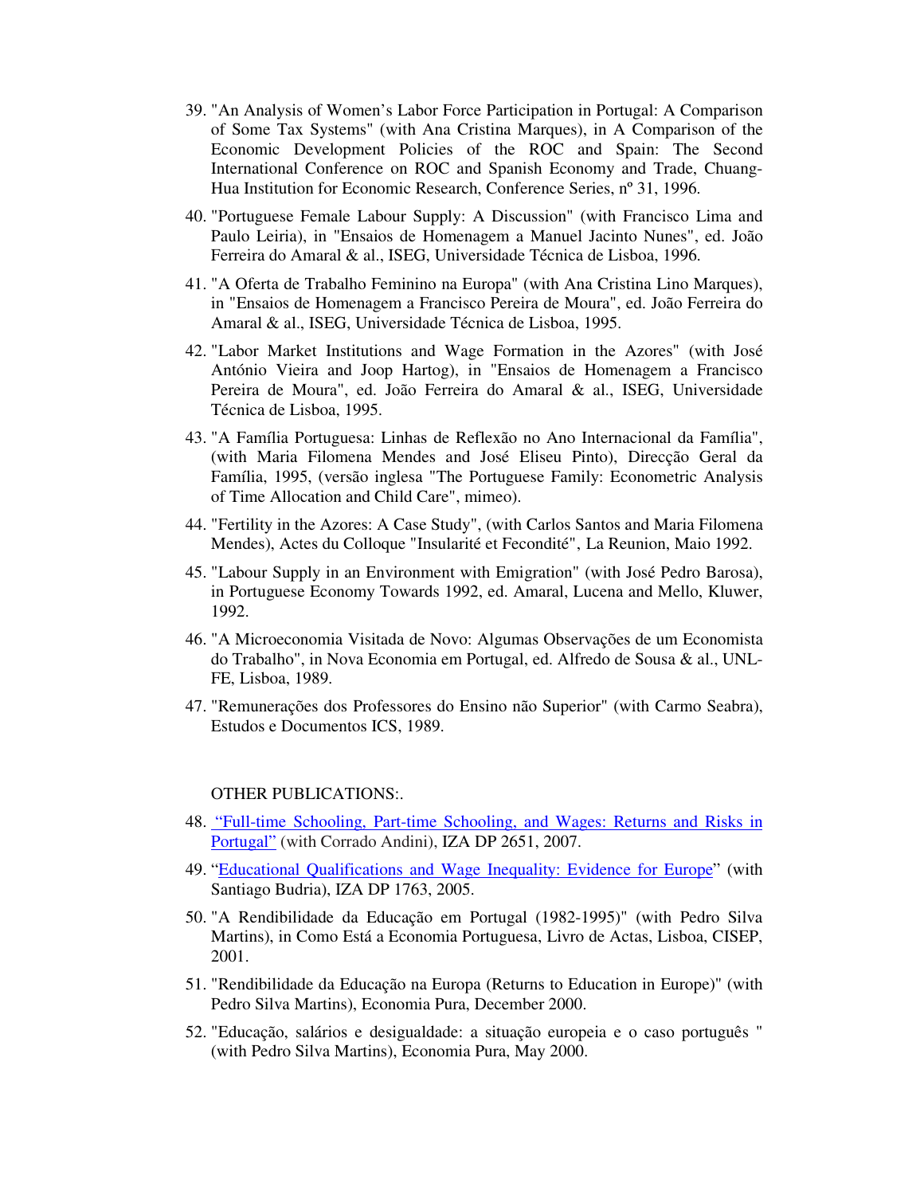39. "An Analysis of Women's Labor Force Participation in Portugal: A Comparison of Some Tax Systems" (with Ana Cristina Marques), in A Comparison of the Economic Development Policies of the ROC and Spain: The Second International Conference on ROC and Spanish Economy and Trade, Chuang-Hua Institution for Economic Research, Conference Series, nº 31, 1996.

40. "Portuguese Female Labour Supply: A Discussion" (with Francisco Lima and Paulo Leiria), in "Ensaios de Homenagem a Manuel Jacinto Nunes", ed. João Ferreira do Amaral & al., ISEG, Universidade Técnica de Lisboa, 1996.

41. "A Oferta de Trabalho Feminino na Europa" (with Ana Cristina Lino Marques), in "Ensaios de Homenagem a Francisco Pereira de Moura", ed. João Ferreira do Amaral & al., ISEG, Universidade Técnica de Lisboa, 1995.

42. "Labor Market Institutions and Wage Formation in the Azores" (with José António Vieira and Joop Hartog), in "Ensaios de Homenagem a Francisco Pereira de Moura", ed. João Ferreira do Amaral & al., ISEG, Universidade Técnica de Lisboa, 1995.

43. "A Família Portuguesa: Linhas de Reflexão no Ano Internacional da Família", (with Maria Filomena Mendes and José Eliseu Pinto), Direcção Geral da Família, 1995, (versão inglesa "The Portuguese Family: Econometric Analysis of Time Allocation and Child Care", mimeo).

44. "Fertility in the Azores: A Case Study", (with Carlos Santos and Maria Filomena Mendes), Actes du Colloque "Insularité et Fecondité", La Reunion, Maio 1992.

45. "Labour Supply in an Environment with Emigration" (with José Pedro Barosa), in Portuguese Economy Towards 1992, ed. Amaral, Lucena and Mello, Kluwer, 1992.

46. "A Microeconomia Visitada de Novo: Algumas Observações de um Economista do Trabalho", in Nova Economia em Portugal, ed. Alfredo de Sousa & al., UNL-FE, Lisboa, 1989.

47. "Remunerações dos Professores do Ensino não Superior" (with Carmo Seabra), Estudos e Documentos ICS, 1989.

OTHER PUBLICATIONS:.

48. "Full-time Schooling, Part-time Schooling, and Wages: Returns and Risks in Portugal" (with Corrado Andini), IZA DP 2651, 2007.

49. "Educational Qualifications and Wage Inequality: Evidence for Europe" (with Santiago Budria), IZA DP 1763, 2005.

50. "A Rendibilidade da Educação em Portugal (1982-1995)" (with Pedro Silva Martins), in Como Está a Economia Portuguesa, Livro de Actas, Lisboa, CISEP, 2001.

51. "Rendibilidade da Educação na Europa (Returns to Education in Europe)" (with Pedro Silva Martins), Economia Pura, December 2000.

52. "Educação, salários e desigualdade: a situação europeia e o caso português " (with Pedro Silva Martins), Economia Pura, May 2000.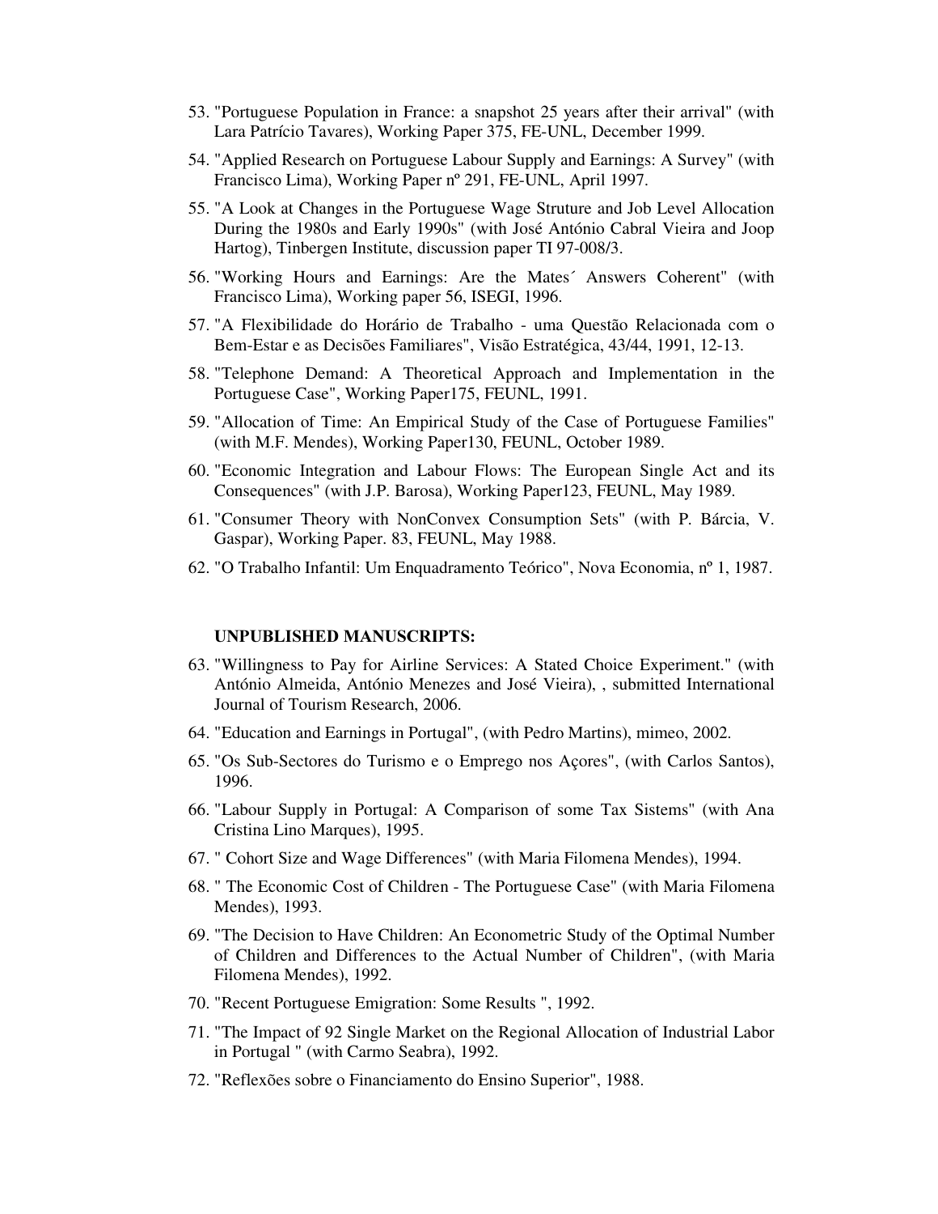53. "Portuguese Population in France: a snapshot 25 years after their arrival" (with Lara Patrício Tavares), Working Paper 375, FE-UNL, December 1999.
54. "Applied Research on Portuguese Labour Supply and Earnings: A Survey" (with Francisco Lima), Working Paper nº 291, FE-UNL, April 1997.
55. "A Look at Changes in the Portuguese Wage Struture and Job Level Allocation During the 1980s and Early 1990s" (with José António Cabral Vieira and Joop Hartog), Tinbergen Institute, discussion paper TI 97-008/3.
56. "Working Hours and Earnings: Are the Mates´ Answers Coherent" (with Francisco Lima), Working paper 56, ISEGI, 1996.
57. "A Flexibilidade do Horário de Trabalho - uma Questão Relacionada com o Bem-Estar e as Decisões Familiares", Visão Estratégica, 43/44, 1991, 12-13.
58. "Telephone Demand: A Theoretical Approach and Implementation in the Portuguese Case", Working Paper175, FEUNL, 1991.
59. "Allocation of Time: An Empirical Study of the Case of Portuguese Families" (with M.F. Mendes), Working Paper130, FEUNL, October 1989.
60. "Economic Integration and Labour Flows: The European Single Act and its Consequences" (with J.P. Barosa), Working Paper123, FEUNL, May 1989.
61. "Consumer Theory with NonConvex Consumption Sets" (with P. Bárcia, V. Gaspar), Working Paper. 83, FEUNL, May 1988.
62. "O Trabalho Infantil: Um Enquadramento Teórico", Nova Economia, nº 1, 1987.

**UNPUBLISHED MANUSCRIPTS:**

63. "Willingness to Pay for Airline Services: A Stated Choice Experiment." (with António Almeida, António Menezes and José Vieira), , submitted International Journal of Tourism Research, 2006.
64. "Education and Earnings in Portugal", (with Pedro Martins), mimeo, 2002.
65. "Os Sub-Sectores do Turismo e o Emprego nos Açores", (with Carlos Santos), 1996.
66. "Labour Supply in Portugal: A Comparison of some Tax Sistems" (with Ana Cristina Lino Marques), 1995.
67. " Cohort Size and Wage Differences" (with Maria Filomena Mendes), 1994.
68. " The Economic Cost of Children - The Portuguese Case" (with Maria Filomena Mendes), 1993.
69. "The Decision to Have Children: An Econometric Study of the Optimal Number of Children and Differences to the Actual Number of Children", (with Maria Filomena Mendes), 1992.
70. "Recent Portuguese Emigration: Some Results ", 1992.
71. "The Impact of 92 Single Market on the Regional Allocation of Industrial Labor in Portugal " (with Carmo Seabra), 1992.
72. "Reflexões sobre o Financiamento do Ensino Superior", 1988.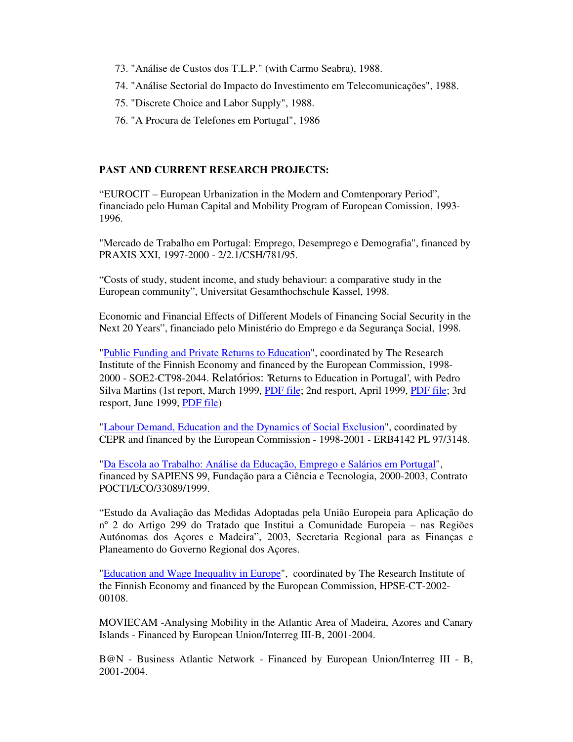73. "Análise de Custos dos T.L.P." (with Carmo Seabra), 1988.
74. "Análise Sectorial do Impacto do Investimento em Telecomunicações", 1988.
75. "Discrete Choice and Labor Supply", 1988.
76. "A Procura de Telefones em Portugal", 1986

**PAST AND CURRENT RESEARCH PROJECTS:**

"EUROCIT – European Urbanization in the Modern and Comtenporary Period", financiado pelo Human Capital and Mobility Program of European Comission, 1993-1996.

"Mercado de Trabalho em Portugal: Emprego, Desemprego e Demografia", financed by PRAXIS XXI, 1997-2000 - 2/2.1/CSH/781/95.

"Costs of study, student income, and study behaviour: a comparative study in the European community", Universitat Gesamthochschule Kassel, 1998.

Economic and Financial Effects of Different Models of Financing Social Security in the Next 20 Years", financiado pelo Ministério do Emprego e da Segurança Social, 1998.

"Public Funding and Private Returns to Education", coordinated by The Research Institute of the Finnish Economy and financed by the European Commission, 1998-2000 - SOE2-CT98-2044. Relatórios: 'Returns to Education in Portugal', with Pedro Silva Martins (1st report, March 1999, PDF file; 2nd resport, April 1999, PDF file; 3rd resport, June 1999, PDF file)

"Labour Demand, Education and the Dynamics of Social Exclusion", coordinated by CEPR and financed by the European Commission - 1998-2001 - ERB4142 PL 97/3148.

"Da Escola ao Trabalho: Análise da Educação, Emprego e Salários em Portugal", financed by SAPIENS 99, Fundação para a Ciência e Tecnologia, 2000-2003, Contrato POCTI/ECO/33089/1999.

"Estudo da Avaliação das Medidas Adoptadas pela União Europeia para Aplicação do nº 2 do Artigo 299 do Tratado que Institui a Comunidade Europeia – nas Regiões Autónomas dos Açores e Madeira", 2003, Secretaria Regional para as Finanças e Planeamento do Governo Regional dos Açores.

"Education and Wage Inequality in Europe", coordinated by The Research Institute of the Finnish Economy and financed by the European Commission, HPSE-CT-2002-00108.

MOVIECAM -Analysing Mobility in the Atlantic Area of Madeira, Azores and Canary Islands - Financed by European Union/Interreg III-B, 2001-2004.

B@N - Business Atlantic Network - Financed by European Union/Interreg III - B, 2001-2004.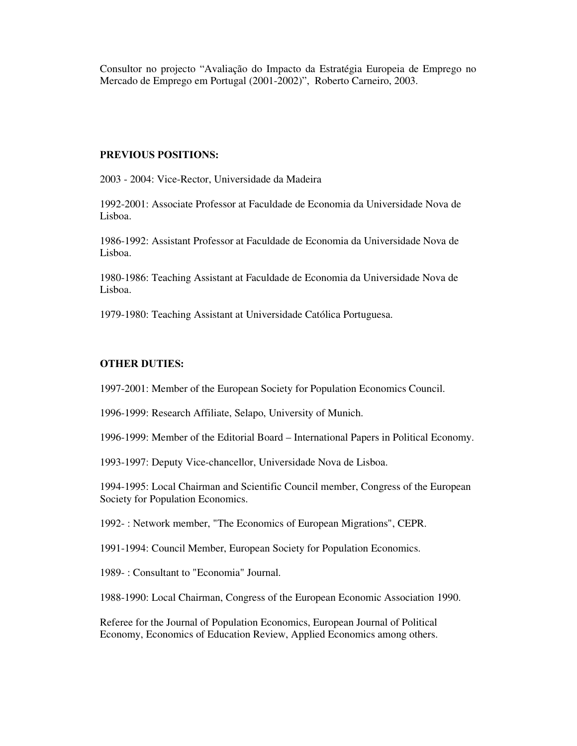Consultor no projecto "Avaliação do Impacto da Estratégia Europeia de Emprego no Mercado de Emprego em Portugal (2001-2002)", Roberto Carneiro, 2003.

**PREVIOUS POSITIONS:**

2003 - 2004: Vice-Rector, Universidade da Madeira

1992-2001: Associate Professor at Faculdade de Economia da Universidade Nova de Lisboa.

1986-1992: Assistant Professor at Faculdade de Economia da Universidade Nova de Lisboa.

1980-1986: Teaching Assistant at Faculdade de Economia da Universidade Nova de Lisboa.

1979-1980: Teaching Assistant at Universidade Católica Portuguesa.

**OTHER DUTIES:**

1997-2001: Member of the European Society for Population Economics Council.

1996-1999: Research Affiliate, Selapo, University of Munich.

1996-1999: Member of the Editorial Board – International Papers in Political Economy.

1993-1997: Deputy Vice-chancellor, Universidade Nova de Lisboa.

1994-1995: Local Chairman and Scientific Council member, Congress of the European Society for Population Economics.

1992- : Network member, "The Economics of European Migrations", CEPR.

1991-1994: Council Member, European Society for Population Economics.

1989- : Consultant to "Economia" Journal.

1988-1990: Local Chairman, Congress of the European Economic Association 1990.

Referee for the Journal of Population Economics, European Journal of Political Economy, Economics of Education Review, Applied Economics among others.